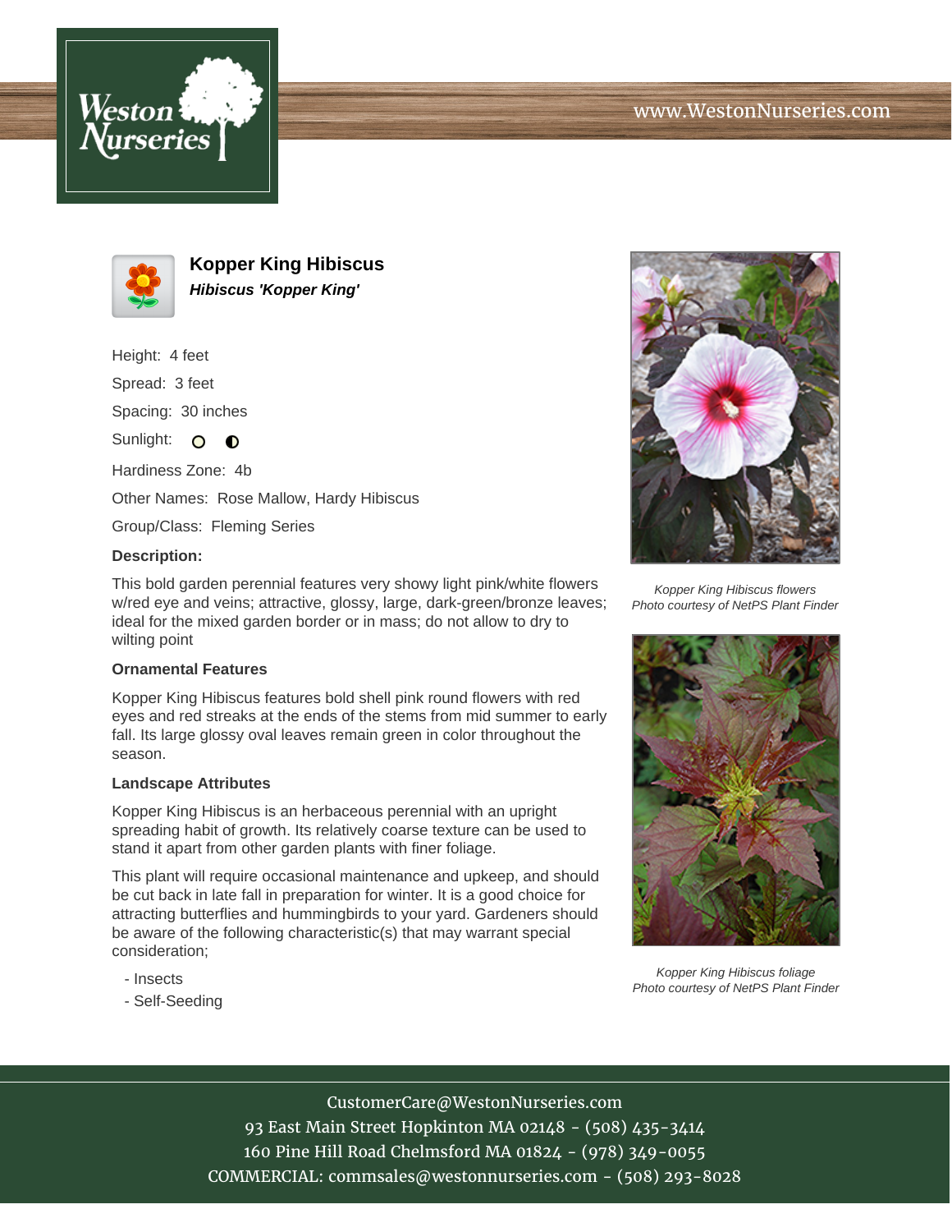# Kopper King Hibiscus

***Hibiscus 'Kopper King'***

Height: 4 feet

Spread: 3 feet

Spacing: 30 inches

Sunlight: full sun, partial shade

Hardiness Zone: 4b

Other Names: Rose Mallow, Hardy Hibiscus

Group/Class: Fleming Series

**Description:**

This bold garden perennial features very showy light pink/white flowers w/red eye and veins; attractive, glossy, large, dark-green/bronze leaves; ideal for the mixed garden border or in mass; do not allow to dry to wilting point

### Ornamental Features

Kopper King Hibiscus features bold shell pink round flowers with red eyes and red streaks at the ends of the stems from mid summer to early fall. Its large glossy oval leaves remain green in color throughout the season.

### Landscape Attributes

Kopper King Hibiscus is an herbaceous perennial with an upright spreading habit of growth. Its relatively coarse texture can be used to stand it apart from other garden plants with finer foliage.

This plant will require occasional maintenance and upkeep, and should be cut back in late fall in preparation for winter. It is a good choice for attracting butterflies and hummingbirds to your yard. Gardeners should be aware of the following characteristic(s) that may warrant special consideration;

- Insects
- Self-Seeding

*Kopper King Hibiscus flowers*
*Photo courtesy of NetPS Plant Finder*

*Kopper King Hibiscus foliage*
*Photo courtesy of NetPS Plant Finder*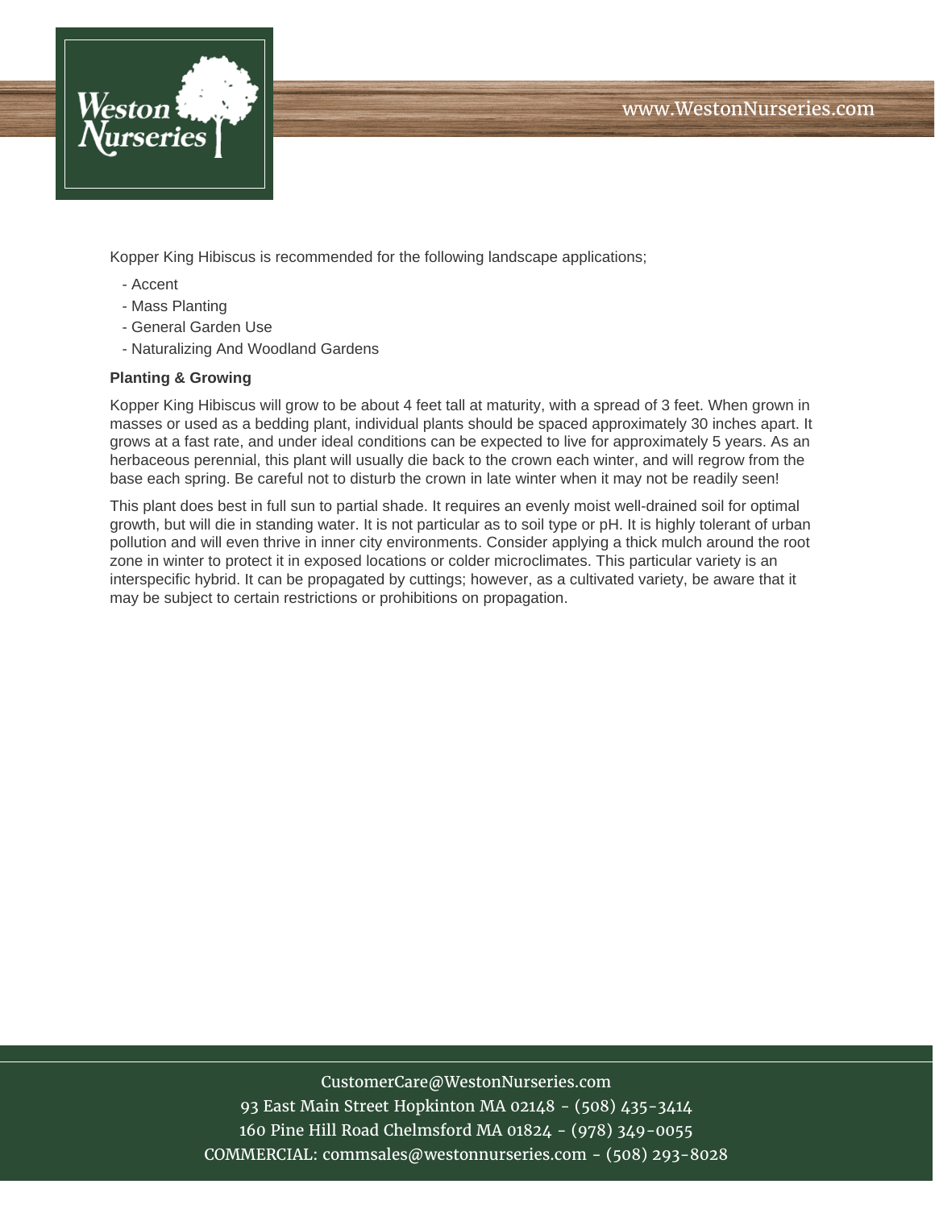Kopper King Hibiscus is recommended for the following landscape applications;

- Accent
- Mass Planting
- General Garden Use
- Naturalizing And Woodland Gardens

**Planting & Growing**

Kopper King Hibiscus will grow to be about 4 feet tall at maturity, with a spread of 3 feet. When grown in masses or used as a bedding plant, individual plants should be spaced approximately 30 inches apart. It grows at a fast rate, and under ideal conditions can be expected to live for approximately 5 years. As an herbaceous perennial, this plant will usually die back to the crown each winter, and will regrow from the base each spring. Be careful not to disturb the crown in late winter when it may not be readily seen!

This plant does best in full sun to partial shade. It requires an evenly moist well-drained soil for optimal growth, but will die in standing water. It is not particular as to soil type or pH. It is highly tolerant of urban pollution and will even thrive in inner city environments. Consider applying a thick mulch around the root zone in winter to protect it in exposed locations or colder microclimates. This particular variety is an interspecific hybrid. It can be propagated by cuttings; however, as a cultivated variety, be aware that it may be subject to certain restrictions or prohibitions on propagation.